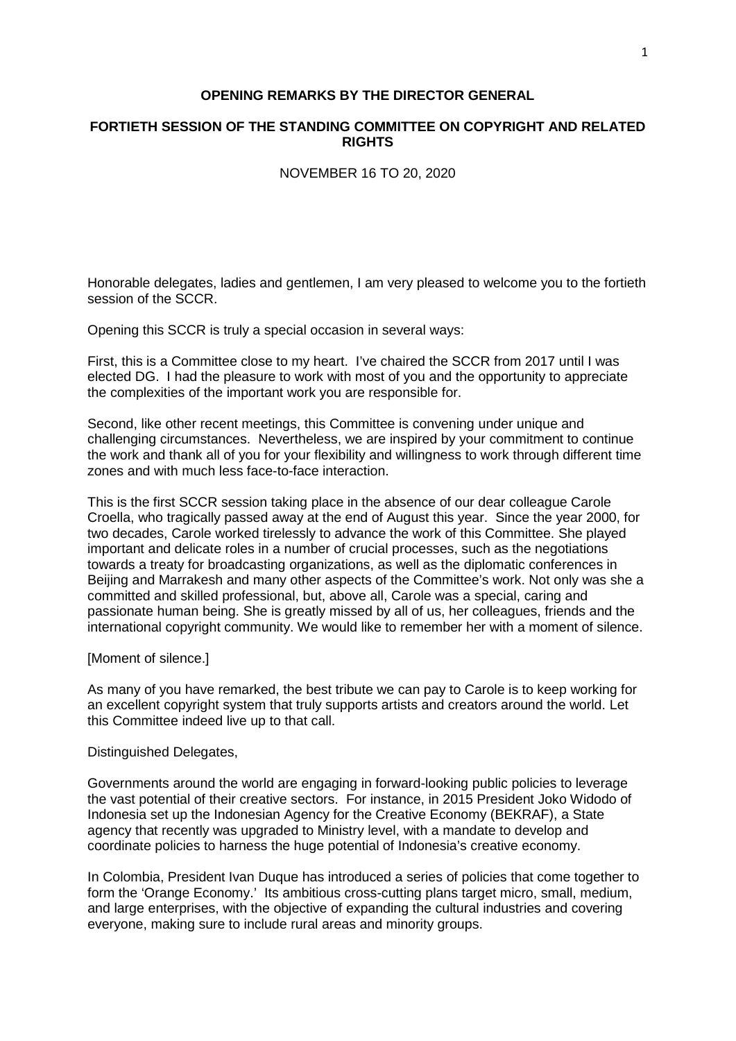**OPENING REMARKS BY THE DIRECTOR GENERAL**

**FORTIETH SESSION OF THE STANDING COMMITTEE ON COPYRIGHT AND RELATED RIGHTS**

NOVEMBER 16 TO 20, 2020

Honorable delegates, ladies and gentlemen, I am very pleased to welcome you to the fortieth session of the SCCR.

Opening this SCCR is truly a special occasion in several ways:

First, this is a Committee close to my heart. I've chaired the SCCR from 2017 until I was elected DG. I had the pleasure to work with most of you and the opportunity to appreciate the complexities of the important work you are responsible for.

Second, like other recent meetings, this Committee is convening under unique and challenging circumstances. Nevertheless, we are inspired by your commitment to continue the work and thank all of you for your flexibility and willingness to work through different time zones and with much less face-to-face interaction.

This is the first SCCR session taking place in the absence of our dear colleague Carole Croella, who tragically passed away at the end of August this year. Since the year 2000, for two decades, Carole worked tirelessly to advance the work of this Committee. She played important and delicate roles in a number of crucial processes, such as the negotiations towards a treaty for broadcasting organizations, as well as the diplomatic conferences in Beijing and Marrakesh and many other aspects of the Committee's work. Not only was she a committed and skilled professional, but, above all, Carole was a special, caring and passionate human being. She is greatly missed by all of us, her colleagues, friends and the international copyright community. We would like to remember her with a moment of silence.

[Moment of silence.]

As many of you have remarked, the best tribute we can pay to Carole is to keep working for an excellent copyright system that truly supports artists and creators around the world. Let this Committee indeed live up to that call.

Distinguished Delegates,

Governments around the world are engaging in forward-looking public policies to leverage the vast potential of their creative sectors. For instance, in 2015 President Joko Widodo of Indonesia set up the Indonesian Agency for the Creative Economy (BEKRAF), a State agency that recently was upgraded to Ministry level, with a mandate to develop and coordinate policies to harness the huge potential of Indonesia's creative economy.

In Colombia, President Ivan Duque has introduced a series of policies that come together to form the 'Orange Economy.' Its ambitious cross-cutting plans target micro, small, medium, and large enterprises, with the objective of expanding the cultural industries and covering everyone, making sure to include rural areas and minority groups.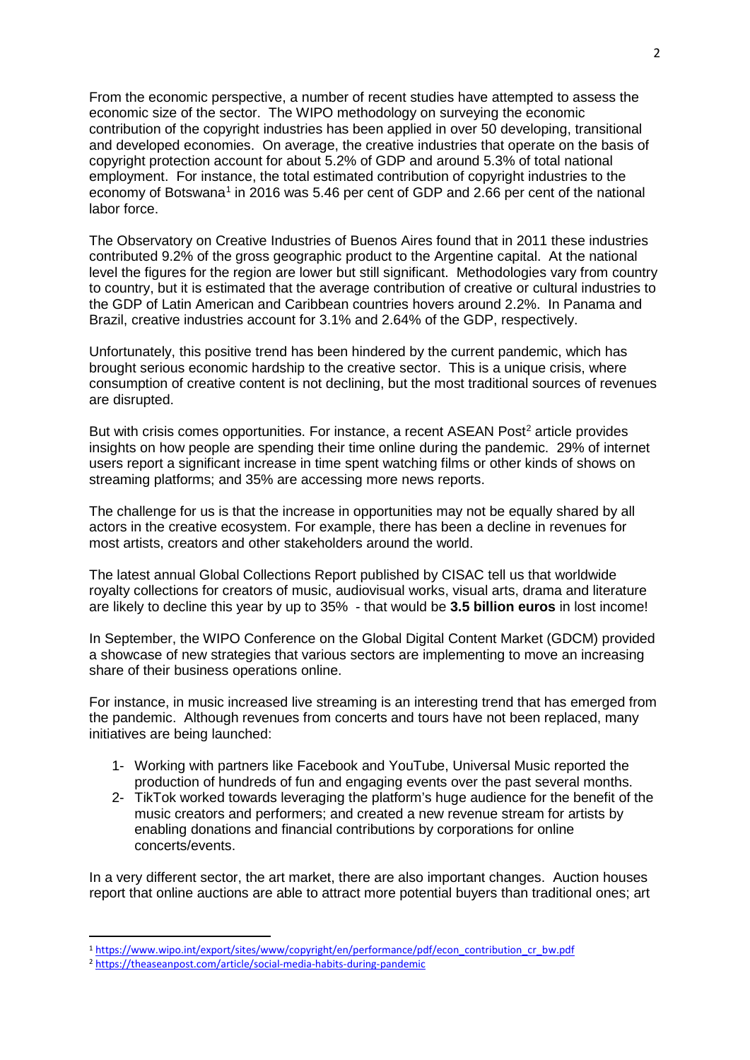From the economic perspective, a number of recent studies have attempted to assess the economic size of the sector. The WIPO methodology on surveying the economic contribution of the copyright industries has been applied in over 50 developing, transitional and developed economies. On average, the creative industries that operate on the basis of copyright protection account for about 5.2% of GDP and around 5.3% of total national employment. For instance, the total estimated contribution of copyright industries to the economy of Botswana[1] in 2016 was 5.46 per cent of GDP and 2.66 per cent of the national labor force.

The Observatory on Creative Industries of Buenos Aires found that in 2011 these industries contributed 9.2% of the gross geographic product to the Argentine capital. At the national level the figures for the region are lower but still significant. Methodologies vary from country to country, but it is estimated that the average contribution of creative or cultural industries to the GDP of Latin American and Caribbean countries hovers around 2.2%. In Panama and Brazil, creative industries account for 3.1% and 2.64% of the GDP, respectively.

Unfortunately, this positive trend has been hindered by the current pandemic, which has brought serious economic hardship to the creative sector. This is a unique crisis, where consumption of creative content is not declining, but the most traditional sources of revenues are disrupted.

But with crisis comes opportunities. For instance, a recent ASEAN Post[2] article provides insights on how people are spending their time online during the pandemic. 29% of internet users report a significant increase in time spent watching films or other kinds of shows on streaming platforms; and 35% are accessing more news reports.

The challenge for us is that the increase in opportunities may not be equally shared by all actors in the creative ecosystem. For example, there has been a decline in revenues for most artists, creators and other stakeholders around the world.

The latest annual Global Collections Report published by CISAC tell us that worldwide royalty collections for creators of music, audiovisual works, visual arts, drama and literature are likely to decline this year by up to 35% - that would be **3.5 billion euros** in lost income!

In September, the WIPO Conference on the Global Digital Content Market (GDCM) provided a showcase of new strategies that various sectors are implementing to move an increasing share of their business operations online.

For instance, in music increased live streaming is an interesting trend that has emerged from the pandemic. Although revenues from concerts and tours have not been replaced, many initiatives are being launched:

1- Working with partners like Facebook and YouTube, Universal Music reported the production of hundreds of fun and engaging events over the past several months.
2- TikTok worked towards leveraging the platform's huge audience for the benefit of the music creators and performers; and created a new revenue stream for artists by enabling donations and financial contributions by corporations for online concerts/events.

In a very different sector, the art market, there are also important changes. Auction houses report that online auctions are able to attract more potential buyers than traditional ones; art

[1] https://www.wipo.int/export/sites/www/copyright/en/performance/pdf/econ_contribution_cr_bw.pdf

[2] https://theaseanpost.com/article/social-media-habits-during-pandemic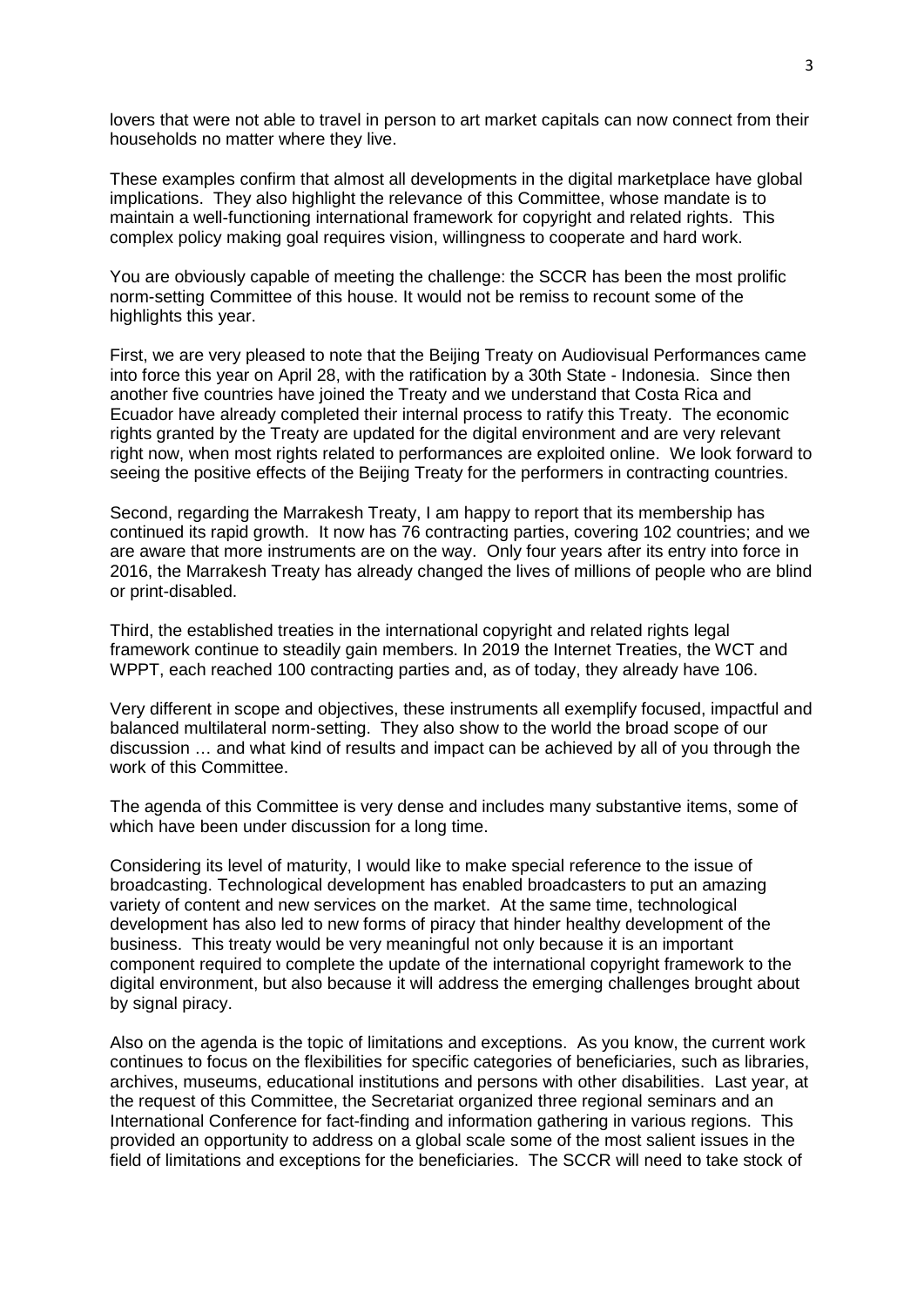lovers that were not able to travel in person to art market capitals can now connect from their households no matter where they live.

These examples confirm that almost all developments in the digital marketplace have global implications. They also highlight the relevance of this Committee, whose mandate is to maintain a well-functioning international framework for copyright and related rights. This complex policy making goal requires vision, willingness to cooperate and hard work.

You are obviously capable of meeting the challenge: the SCCR has been the most prolific norm-setting Committee of this house. It would not be remiss to recount some of the highlights this year.

First, we are very pleased to note that the Beijing Treaty on Audiovisual Performances came into force this year on April 28, with the ratification by a 30th State - Indonesia. Since then another five countries have joined the Treaty and we understand that Costa Rica and Ecuador have already completed their internal process to ratify this Treaty. The economic rights granted by the Treaty are updated for the digital environment and are very relevant right now, when most rights related to performances are exploited online. We look forward to seeing the positive effects of the Beijing Treaty for the performers in contracting countries.

Second, regarding the Marrakesh Treaty, I am happy to report that its membership has continued its rapid growth. It now has 76 contracting parties, covering 102 countries; and we are aware that more instruments are on the way. Only four years after its entry into force in 2016, the Marrakesh Treaty has already changed the lives of millions of people who are blind or print-disabled.

Third, the established treaties in the international copyright and related rights legal framework continue to steadily gain members. In 2019 the Internet Treaties, the WCT and WPPT, each reached 100 contracting parties and, as of today, they already have 106.

Very different in scope and objectives, these instruments all exemplify focused, impactful and balanced multilateral norm-setting. They also show to the world the broad scope of our discussion … and what kind of results and impact can be achieved by all of you through the work of this Committee.

The agenda of this Committee is very dense and includes many substantive items, some of which have been under discussion for a long time.

Considering its level of maturity, I would like to make special reference to the issue of broadcasting. Technological development has enabled broadcasters to put an amazing variety of content and new services on the market. At the same time, technological development has also led to new forms of piracy that hinder healthy development of the business. This treaty would be very meaningful not only because it is an important component required to complete the update of the international copyright framework to the digital environment, but also because it will address the emerging challenges brought about by signal piracy.

Also on the agenda is the topic of limitations and exceptions. As you know, the current work continues to focus on the flexibilities for specific categories of beneficiaries, such as libraries, archives, museums, educational institutions and persons with other disabilities. Last year, at the request of this Committee, the Secretariat organized three regional seminars and an International Conference for fact-finding and information gathering in various regions. This provided an opportunity to address on a global scale some of the most salient issues in the field of limitations and exceptions for the beneficiaries. The SCCR will need to take stock of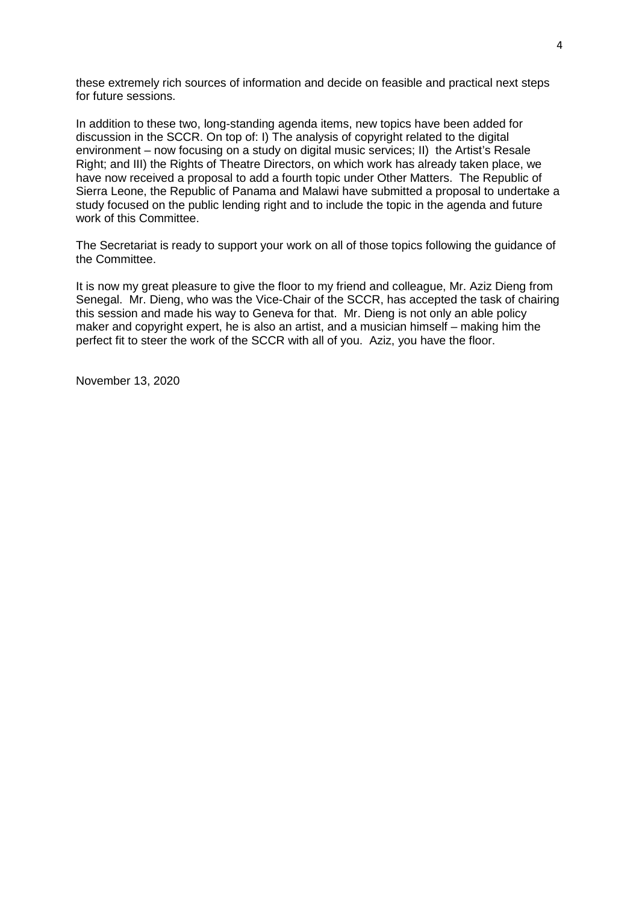these extremely rich sources of information and decide on feasible and practical next steps for future sessions.

In addition to these two, long-standing agenda items, new topics have been added for discussion in the SCCR. On top of: I) The analysis of copyright related to the digital environment – now focusing on a study on digital music services; II) the Artist's Resale Right; and III) the Rights of Theatre Directors, on which work has already taken place, we have now received a proposal to add a fourth topic under Other Matters. The Republic of Sierra Leone, the Republic of Panama and Malawi have submitted a proposal to undertake a study focused on the public lending right and to include the topic in the agenda and future work of this Committee.

The Secretariat is ready to support your work on all of those topics following the guidance of the Committee.

It is now my great pleasure to give the floor to my friend and colleague, Mr. Aziz Dieng from Senegal. Mr. Dieng, who was the Vice-Chair of the SCCR, has accepted the task of chairing this session and made his way to Geneva for that. Mr. Dieng is not only an able policy maker and copyright expert, he is also an artist, and a musician himself – making him the perfect fit to steer the work of the SCCR with all of you. Aziz, you have the floor.

November 13, 2020